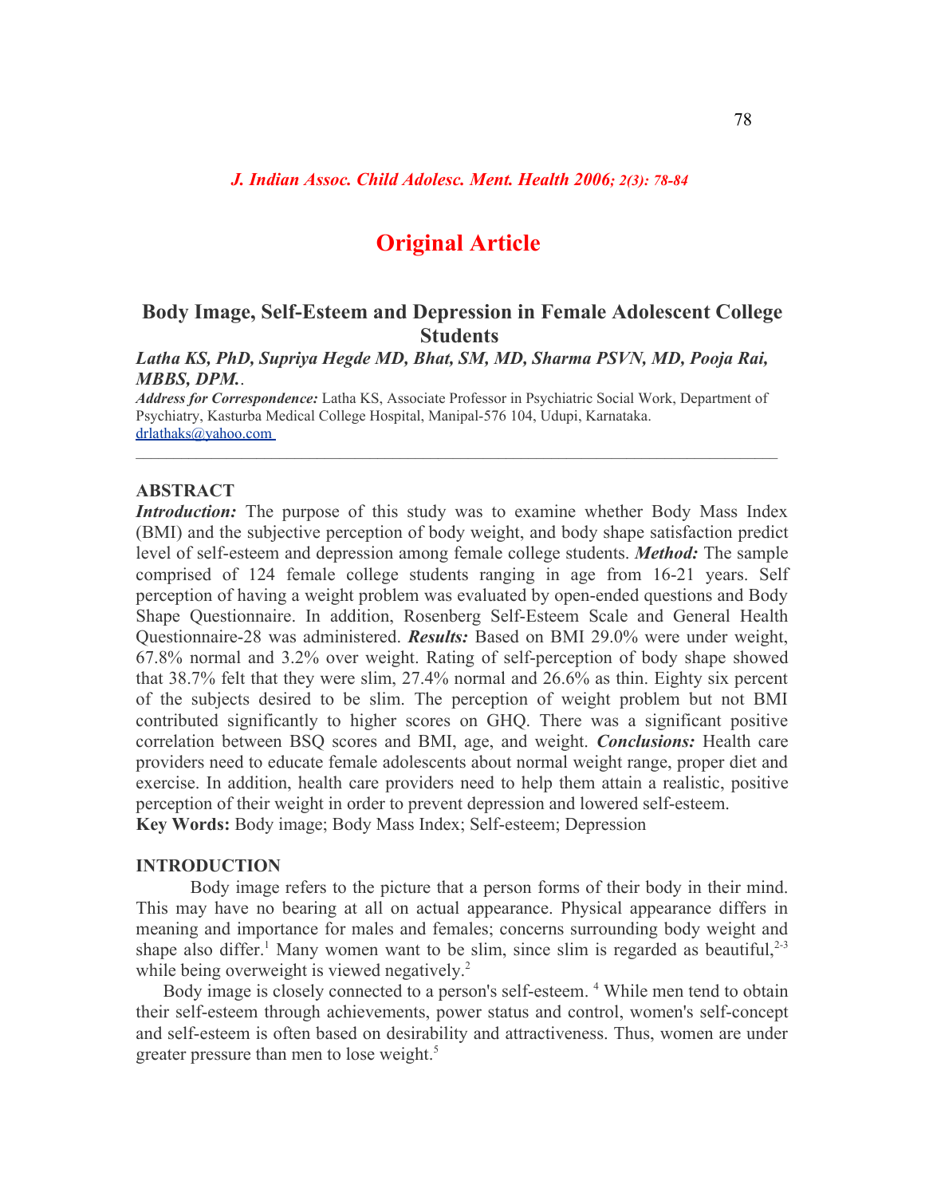## Original Article

# Body Image, Self-Esteem and Depression in Female Adolescent College Students

***Latha KS, PhD, Supriya Hegde MD, Bhat, SM, MD, Sharma PSVN, MD, Pooja Rai, MBBS, DPM.***.

***Address for Correspondence:*** Latha KS, Associate Professor in Psychiatric Social Work, Department of Psychiatry, Kasturba Medical College Hospital, Manipal-576 104, Udupi, Karnataka.
drlathaks@yahoo.com

---

## ABSTRACT

***Introduction:*** The purpose of this study was to examine whether Body Mass Index (BMI) and the subjective perception of body weight, and body shape satisfaction predict level of self-esteem and depression among female college students. ***Method:*** The sample comprised of 124 female college students ranging in age from 16-21 years. Self perception of having a weight problem was evaluated by open-ended questions and Body Shape Questionnaire. In addition, Rosenberg Self-Esteem Scale and General Health Questionnaire-28 was administered. ***Results:*** Based on BMI 29.0% were under weight, 67.8% normal and 3.2% over weight. Rating of self-perception of body shape showed that 38.7% felt that they were slim, 27.4% normal and 26.6% as thin. Eighty six percent of the subjects desired to be slim. The perception of weight problem but not BMI contributed significantly to higher scores on GHQ. There was a significant positive correlation between BSQ scores and BMI, age, and weight. ***Conclusions:*** Health care providers need to educate female adolescents about normal weight range, proper diet and exercise. In addition, health care providers need to help them attain a realistic, positive perception of their weight in order to prevent depression and lowered self-esteem.

**Key Words:** Body image; Body Mass Index; Self-esteem; Depression

## INTRODUCTION

Body image refers to the picture that a person forms of their body in their mind. This may have no bearing at all on actual appearance. Physical appearance differs in meaning and importance for males and females; concerns surrounding body weight and shape also differ.[1] Many women want to be slim, since slim is regarded as beautiful,[2-3] while being overweight is viewed negatively.[2]

Body image is closely connected to a person's self-esteem. [4] While men tend to obtain their self-esteem through achievements, power status and control, women's self-concept and self-esteem is often based on desirability and attractiveness. Thus, women are under greater pressure than men to lose weight.[5]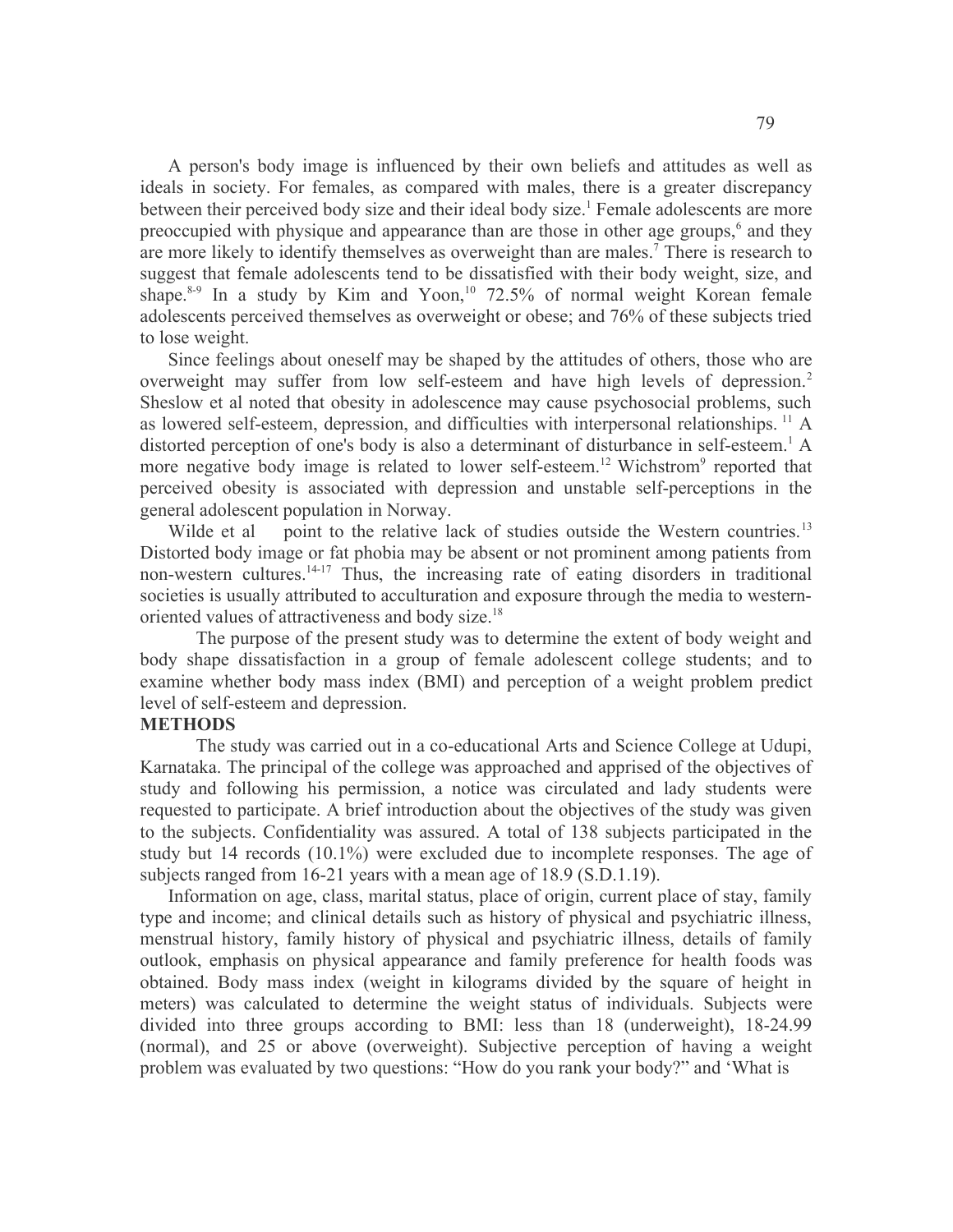A person's body image is influenced by their own beliefs and attitudes as well as ideals in society. For females, as compared with males, there is a greater discrepancy between their perceived body size and their ideal body size.[1] Female adolescents are more preoccupied with physique and appearance than are those in other age groups,[6] and they are more likely to identify themselves as overweight than are males.[7] There is research to suggest that female adolescents tend to be dissatisfied with their body weight, size, and shape.[8-9] In a study by Kim and Yoon,[10] 72.5% of normal weight Korean female adolescents perceived themselves as overweight or obese; and 76% of these subjects tried to lose weight.

Since feelings about oneself may be shaped by the attitudes of others, those who are overweight may suffer from low self-esteem and have high levels of depression.[2] Sheslow et al noted that obesity in adolescence may cause psychosocial problems, such as lowered self-esteem, depression, and difficulties with interpersonal relationships.[11] A distorted perception of one's body is also a determinant of disturbance in self-esteem.[1] A more negative body image is related to lower self-esteem.[12] Wichstrom[9] reported that perceived obesity is associated with depression and unstable self-perceptions in the general adolescent population in Norway.

Wilde et al point to the relative lack of studies outside the Western countries.[13] Distorted body image or fat phobia may be absent or not prominent among patients from non-western cultures.[14-17] Thus, the increasing rate of eating disorders in traditional societies is usually attributed to acculturation and exposure through the media to western-oriented values of attractiveness and body size.[18]

The purpose of the present study was to determine the extent of body weight and body shape dissatisfaction in a group of female adolescent college students; and to examine whether body mass index (BMI) and perception of a weight problem predict level of self-esteem and depression.

## METHODS

The study was carried out in a co-educational Arts and Science College at Udupi, Karnataka. The principal of the college was approached and apprised of the objectives of study and following his permission, a notice was circulated and lady students were requested to participate. A brief introduction about the objectives of the study was given to the subjects. Confidentiality was assured. A total of 138 subjects participated in the study but 14 records (10.1%) were excluded due to incomplete responses. The age of subjects ranged from 16-21 years with a mean age of 18.9 (S.D.1.19).

Information on age, class, marital status, place of origin, current place of stay, family type and income; and clinical details such as history of physical and psychiatric illness, menstrual history, family history of physical and psychiatric illness, details of family outlook, emphasis on physical appearance and family preference for health foods was obtained. Body mass index (weight in kilograms divided by the square of height in meters) was calculated to determine the weight status of individuals. Subjects were divided into three groups according to BMI: less than 18 (underweight), 18-24.99 (normal), and 25 or above (overweight). Subjective perception of having a weight problem was evaluated by two questions: "How do you rank your body?" and 'What is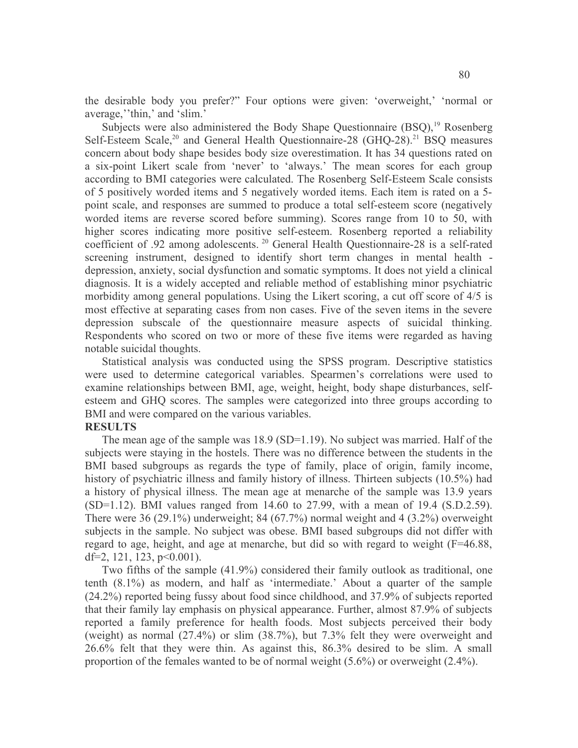the desirable body you prefer?" Four options were given: 'overweight,' 'normal or average,''thin,' and 'slim.'

Subjects were also administered the Body Shape Questionnaire (BSQ),[19] Rosenberg Self-Esteem Scale,[20] and General Health Questionnaire-28 (GHQ-28).[21] BSQ measures concern about body shape besides body size overestimation. It has 34 questions rated on a six-point Likert scale from 'never' to 'always.' The mean scores for each group according to BMI categories were calculated. The Rosenberg Self-Esteem Scale consists of 5 positively worded items and 5 negatively worded items. Each item is rated on a 5-point scale, and responses are summed to produce a total self-esteem score (negatively worded items are reverse scored before summing). Scores range from 10 to 50, with higher scores indicating more positive self-esteem. Rosenberg reported a reliability coefficient of .92 among adolescents. [20] General Health Questionnaire-28 is a self-rated screening instrument, designed to identify short term changes in mental health - depression, anxiety, social dysfunction and somatic symptoms. It does not yield a clinical diagnosis. It is a widely accepted and reliable method of establishing minor psychiatric morbidity among general populations. Using the Likert scoring, a cut off score of 4/5 is most effective at separating cases from non cases. Five of the seven items in the severe depression subscale of the questionnaire measure aspects of suicidal thinking. Respondents who scored on two or more of these five items were regarded as having notable suicidal thoughts.

Statistical analysis was conducted using the SPSS program. Descriptive statistics were used to determine categorical variables. Spearmen's correlations were used to examine relationships between BMI, age, weight, height, body shape disturbances, self-esteem and GHQ scores. The samples were categorized into three groups according to BMI and were compared on the various variables.

**RESULTS**

The mean age of the sample was 18.9 (SD=1.19). No subject was married. Half of the subjects were staying in the hostels. There was no difference between the students in the BMI based subgroups as regards the type of family, place of origin, family income, history of psychiatric illness and family history of illness. Thirteen subjects (10.5%) had a history of physical illness. The mean age at menarche of the sample was 13.9 years (SD=1.12). BMI values ranged from 14.60 to 27.99, with a mean of 19.4 (S.D.2.59). There were 36 (29.1%) underweight; 84 (67.7%) normal weight and 4 (3.2%) overweight subjects in the sample. No subject was obese. BMI based subgroups did not differ with regard to age, height, and age at menarche, but did so with regard to weight ($F=46.88$, df=2, 121, 123, $p<0.001$).

Two fifths of the sample (41.9%) considered their family outlook as traditional, one tenth (8.1%) as modern, and half as 'intermediate.' About a quarter of the sample (24.2%) reported being fussy about food since childhood, and 37.9% of subjects reported that their family lay emphasis on physical appearance. Further, almost 87.9% of subjects reported a family preference for health foods. Most subjects perceived their body (weight) as normal (27.4%) or slim (38.7%), but 7.3% felt they were overweight and 26.6% felt that they were thin. As against this, 86.3% desired to be slim. A small proportion of the females wanted to be of normal weight (5.6%) or overweight (2.4%).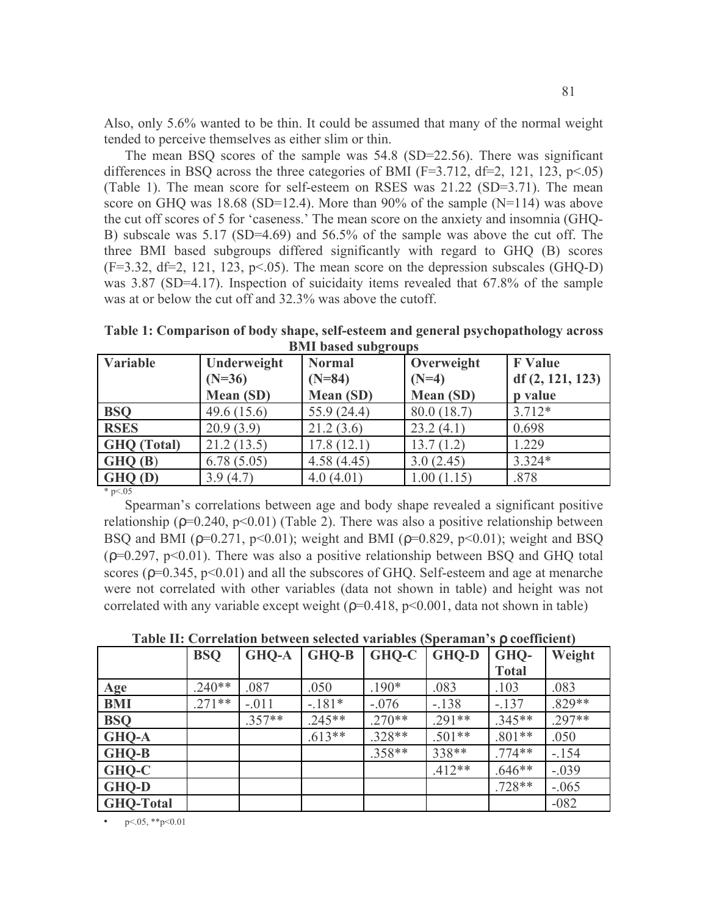Also, only 5.6% wanted to be thin. It could be assumed that many of the normal weight tended to perceive themselves as either slim or thin.

The mean BSQ scores of the sample was 54.8 (SD=22.56). There was significant differences in BSQ across the three categories of BMI (F=3.712, df=2, 121, 123, $p<.05$) (Table 1). The mean score for self-esteem on RSES was 21.22 (SD=3.71). The mean score on GHQ was 18.68 (SD=12.4). More than 90% of the sample (N=114) was above the cut off scores of 5 for 'caseness.' The mean score on the anxiety and insomnia (GHQ-B) subscale was 5.17 (SD=4.69) and 56.5% of the sample was above the cut off. The three BMI based subgroups differed significantly with regard to GHQ (B) scores (F=3.32, df=2, 121, 123, $p<.05$). The mean score on the depression subscales (GHQ-D) was 3.87 (SD=4.17). Inspection of suicidaity items revealed that 67.8% of the sample was at or below the cut off and 32.3% was above the cutoff.

**Table 1: Comparison of body shape, self-esteem and general psychopathology across BMI based subgroups**

| Variable | Underweight (N=36) Mean (SD) | Normal (N=84) Mean (SD) | Overweight (N=4) Mean (SD) | F Value df (2, 121, 123) p value |
|---|---|---|---|---|
| **BSQ** | 49.6 (15.6) | 55.9 (24.4) | 80.0 (18.7) | 3.712* |
| **RSES** | 20.9 (3.9) | 21.2 (3.6) | 23.2 (4.1) | 0.698 |
| **GHQ (Total)** | 21.2 (13.5) | 17.8 (12.1) | 13.7 (1.2) | 1.229 |
| **GHQ (B)** | 6.78 (5.05) | 4.58 (4.45) | 3.0 (2.45) | 3.324* |
| **GHQ (D)** | 3.9 (4.7) | 4.0 (4.01) | 1.00 (1.15) | .878 |

\* $p<.05$

Spearman's correlations between age and body shape revealed a significant positive relationship ($\rho$=0.240, $p<0.01$) (Table 2). There was also a positive relationship between BSQ and BMI ($\rho$=0.271, $p<0.01$); weight and BMI ($\rho$=0.829, $p<0.01$); weight and BSQ ($\rho$=0.297, $p<0.01$). There was also a positive relationship between BSQ and GHQ total scores ($\rho$=0.345, $p<0.01$) and all the subscores of GHQ. Self-esteem and age at menarche were not correlated with other variables (data not shown in table) and height was not correlated with any variable except weight ($\rho$=0.418, $p<0.001$, data not shown in table)

**Table II: Correlation between selected variables (Speraman's $\rho$ coefficient)**

| | BSQ | GHQ-A | GHQ-B | GHQ-C | GHQ-D | GHQ-Total | Weight |
|---|---|---|---|---|---|---|---|
| **Age** | .240** | .087 | .050 | .190* | .083 | .103 | .083 |
| **BMI** | .271** | -.011 | -.181* | -.076 | -.138 | -.137 | .829** |
| **BSQ** | | .357** | .245** | .270** | .291** | .345** | .297** |
| **GHQ-A** | | | .613** | .328** | .501** | .801** | .050 |
| **GHQ-B** | | | | .358** | 338** | .774** | -.154 |
| **GHQ-C** | | | | | .412** | .646** | -.039 |
| **GHQ-D** | | | | | | .728** | -.065 |
| **GHQ-Total** | | | | | | | -082 |

- $p<.05$, ** $p<0.01$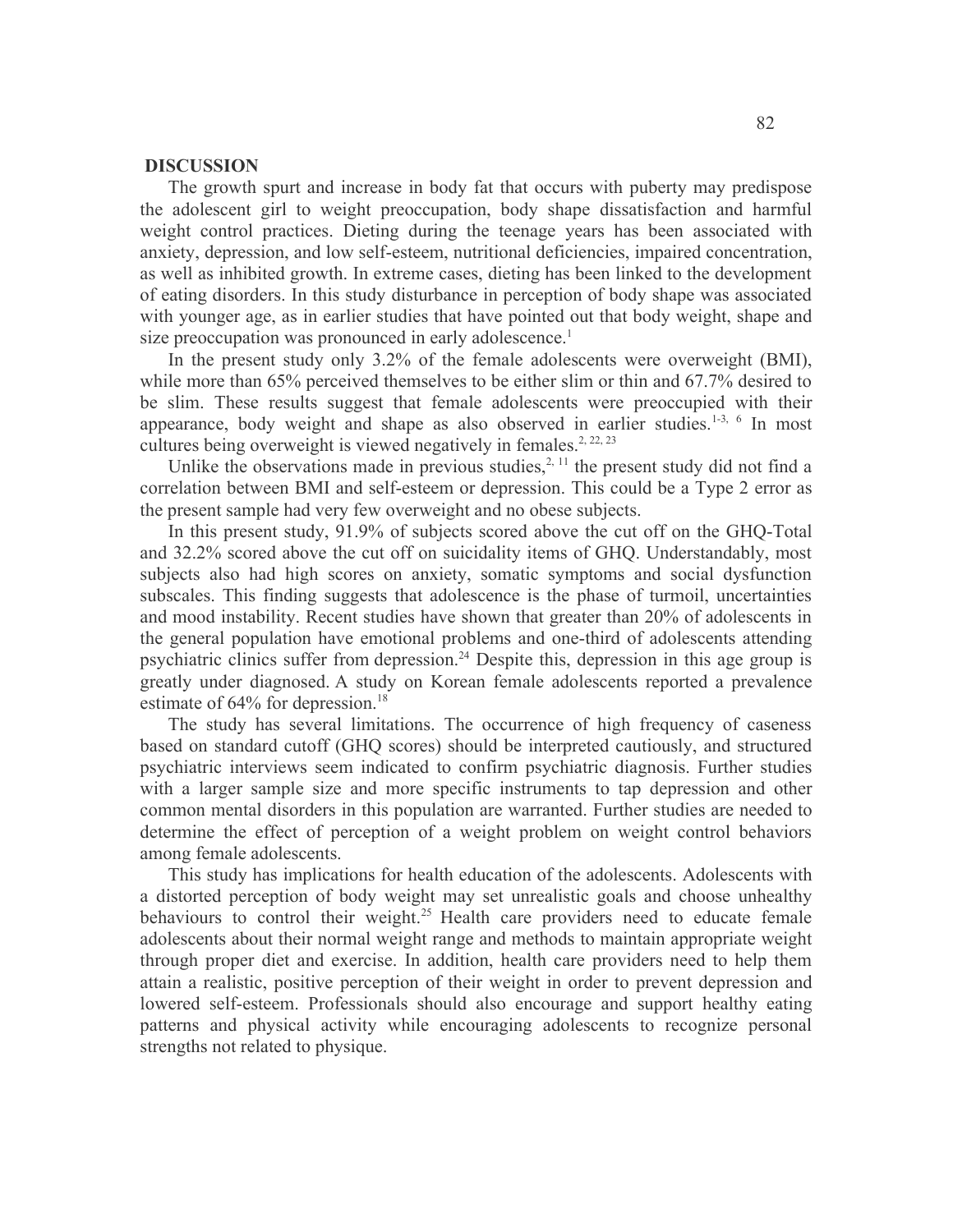## DISCUSSION

The growth spurt and increase in body fat that occurs with puberty may predispose the adolescent girl to weight preoccupation, body shape dissatisfaction and harmful weight control practices. Dieting during the teenage years has been associated with anxiety, depression, and low self-esteem, nutritional deficiencies, impaired concentration, as well as inhibited growth. In extreme cases, dieting has been linked to the development of eating disorders. In this study disturbance in perception of body shape was associated with younger age, as in earlier studies that have pointed out that body weight, shape and size preoccupation was pronounced in early adolescence.[1]

In the present study only 3.2% of the female adolescents were overweight (BMI), while more than 65% perceived themselves to be either slim or thin and 67.7% desired to be slim. These results suggest that female adolescents were preoccupied with their appearance, body weight and shape as also observed in earlier studies.[1-3, 6] In most cultures being overweight is viewed negatively in females.[2, 22, 23]

Unlike the observations made in previous studies,[2, 11] the present study did not find a correlation between BMI and self-esteem or depression. This could be a Type 2 error as the present sample had very few overweight and no obese subjects.

In this present study, 91.9% of subjects scored above the cut off on the GHQ-Total and 32.2% scored above the cut off on suicidality items of GHQ. Understandably, most subjects also had high scores on anxiety, somatic symptoms and social dysfunction subscales. This finding suggests that adolescence is the phase of turmoil, uncertainties and mood instability. Recent studies have shown that greater than 20% of adolescents in the general population have emotional problems and one-third of adolescents attending psychiatric clinics suffer from depression.[24] Despite this, depression in this age group is greatly under diagnosed. A study on Korean female adolescents reported a prevalence estimate of 64% for depression.[18]

The study has several limitations. The occurrence of high frequency of caseness based on standard cutoff (GHQ scores) should be interpreted cautiously, and structured psychiatric interviews seem indicated to confirm psychiatric diagnosis. Further studies with a larger sample size and more specific instruments to tap depression and other common mental disorders in this population are warranted. Further studies are needed to determine the effect of perception of a weight problem on weight control behaviors among female adolescents.

This study has implications for health education of the adolescents. Adolescents with a distorted perception of body weight may set unrealistic goals and choose unhealthy behaviours to control their weight.[25] Health care providers need to educate female adolescents about their normal weight range and methods to maintain appropriate weight through proper diet and exercise. In addition, health care providers need to help them attain a realistic, positive perception of their weight in order to prevent depression and lowered self-esteem. Professionals should also encourage and support healthy eating patterns and physical activity while encouraging adolescents to recognize personal strengths not related to physique.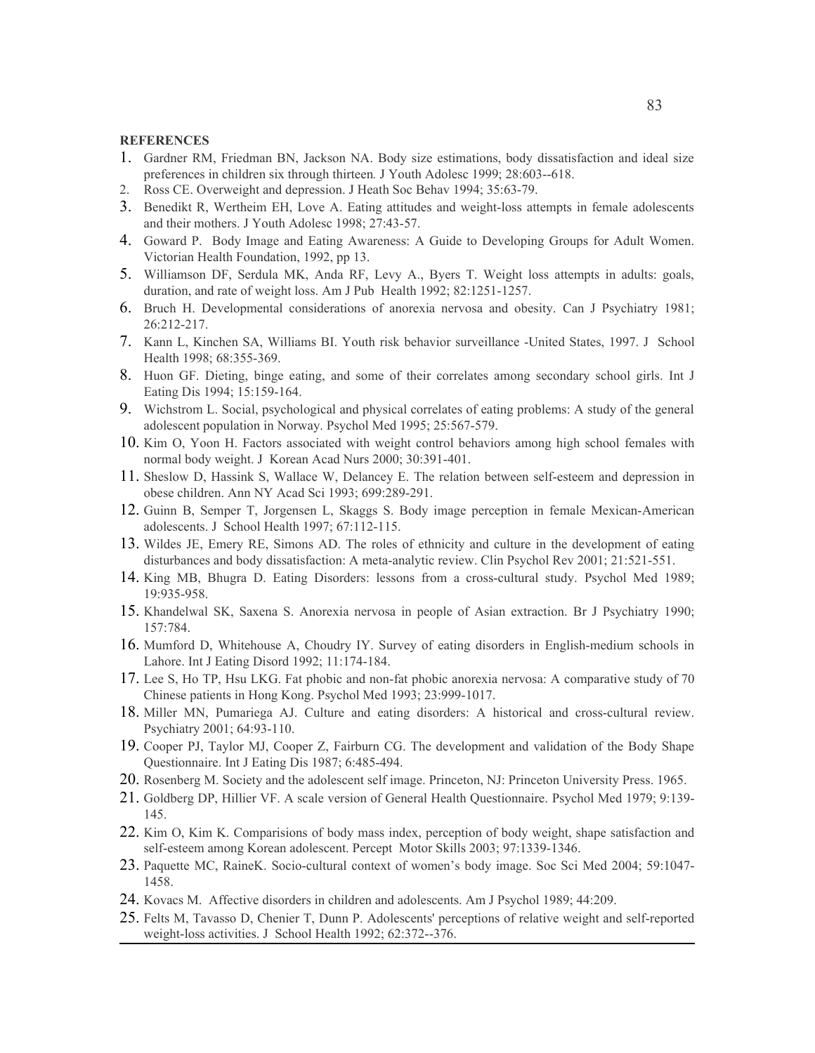**REFERENCES**

1. Gardner RM, Friedman BN, Jackson NA. Body size estimations, body dissatisfaction and ideal size preferences in children six through thirteen. J Youth Adolesc 1999; 28:603--618.
2. Ross CE. Overweight and depression. J Heath Soc Behav 1994; 35:63-79.
3. Benedikt R, Wertheim EH, Love A. Eating attitudes and weight-loss attempts in female adolescents and their mothers. J Youth Adolesc 1998; 27:43-57.
4. Goward P. Body Image and Eating Awareness: A Guide to Developing Groups for Adult Women. Victorian Health Foundation, 1992, pp 13.
5. Williamson DF, Serdula MK, Anda RF, Levy A., Byers T. Weight loss attempts in adults: goals, duration, and rate of weight loss. Am J Pub Health 1992; 82:1251-1257.
6. Bruch H. Developmental considerations of anorexia nervosa and obesity. Can J Psychiatry 1981; 26:212-217.
7. Kann L, Kinchen SA, Williams BI. Youth risk behavior surveillance -United States, 1997. J School Health 1998; 68:355-369.
8. Huon GF. Dieting, binge eating, and some of their correlates among secondary school girls. Int J Eating Dis 1994; 15:159-164.
9. Wichstrom L. Social, psychological and physical correlates of eating problems: A study of the general adolescent population in Norway. Psychol Med 1995; 25:567-579.
10. Kim O, Yoon H. Factors associated with weight control behaviors among high school females with normal body weight. J Korean Acad Nurs 2000; 30:391-401.
11. Sheslow D, Hassink S, Wallace W, Delancey E. The relation between self-esteem and depression in obese children. Ann NY Acad Sci 1993; 699:289-291.
12. Guinn B, Semper T, Jorgensen L, Skaggs S. Body image perception in female Mexican-American adolescents. J School Health 1997; 67:112-115.
13. Wildes JE, Emery RE, Simons AD. The roles of ethnicity and culture in the development of eating disturbances and body dissatisfaction: A meta-analytic review. Clin Psychol Rev 2001; 21:521-551.
14. King MB, Bhugra D. Eating Disorders: lessons from a cross-cultural study. Psychol Med 1989; 19:935-958.
15. Khandelwal SK, Saxena S. Anorexia nervosa in people of Asian extraction. Br J Psychiatry 1990; 157:784.
16. Mumford D, Whitehouse A, Choudry IY. Survey of eating disorders in English-medium schools in Lahore. Int J Eating Disord 1992; 11:174-184.
17. Lee S, Ho TP, Hsu LKG. Fat phobic and non-fat phobic anorexia nervosa: A comparative study of 70 Chinese patients in Hong Kong. Psychol Med 1993; 23:999-1017.
18. Miller MN, Pumariega AJ. Culture and eating disorders: A historical and cross-cultural review. Psychiatry 2001; 64:93-110.
19. Cooper PJ, Taylor MJ, Cooper Z, Fairburn CG. The development and validation of the Body Shape Questionnaire. Int J Eating Dis 1987; 6:485-494.
20. Rosenberg M. Society and the adolescent self image. Princeton, NJ: Princeton University Press. 1965.
21. Goldberg DP, Hillier VF. A scale version of General Health Questionnaire. Psychol Med 1979; 9:139-145.
22. Kim O, Kim K. Comparisions of body mass index, perception of body weight, shape satisfaction and self-esteem among Korean adolescent. Percept Motor Skills 2003; 97:1339-1346.
23. Paquette MC, RaineK. Socio-cultural context of women's body image. Soc Sci Med 2004; 59:1047-1458.
24. Kovacs M. Affective disorders in children and adolescents. Am J Psychol 1989; 44:209.
25. Felts M, Tavasso D, Chenier T, Dunn P. Adolescents' perceptions of relative weight and self-reported weight-loss activities. J School Health 1992; 62:372--376.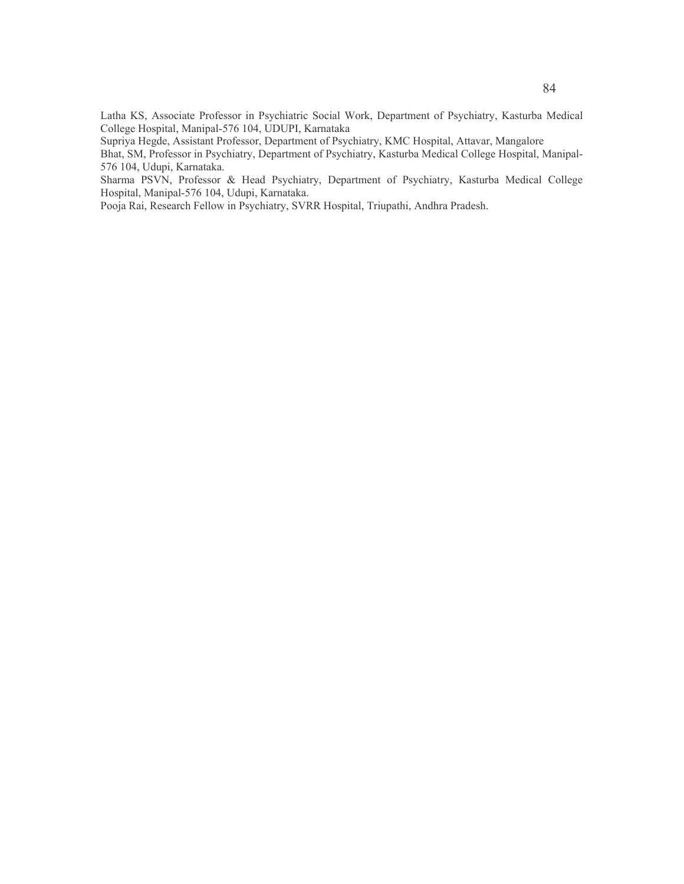Latha KS, Associate Professor in Psychiatric Social Work, Department of Psychiatry, Kasturba Medical College Hospital, Manipal-576 104, UDUPI, Karnataka

Supriya Hegde, Assistant Professor, Department of Psychiatry, KMC Hospital, Attavar, Mangalore

Bhat, SM, Professor in Psychiatry, Department of Psychiatry, Kasturba Medical College Hospital, Manipal-576 104, Udupi, Karnataka.

Sharma PSVN, Professor & Head Psychiatry, Department of Psychiatry, Kasturba Medical College Hospital, Manipal-576 104, Udupi, Karnataka.

Pooja Rai, Research Fellow in Psychiatry, SVRR Hospital, Triupathi, Andhra Pradesh.